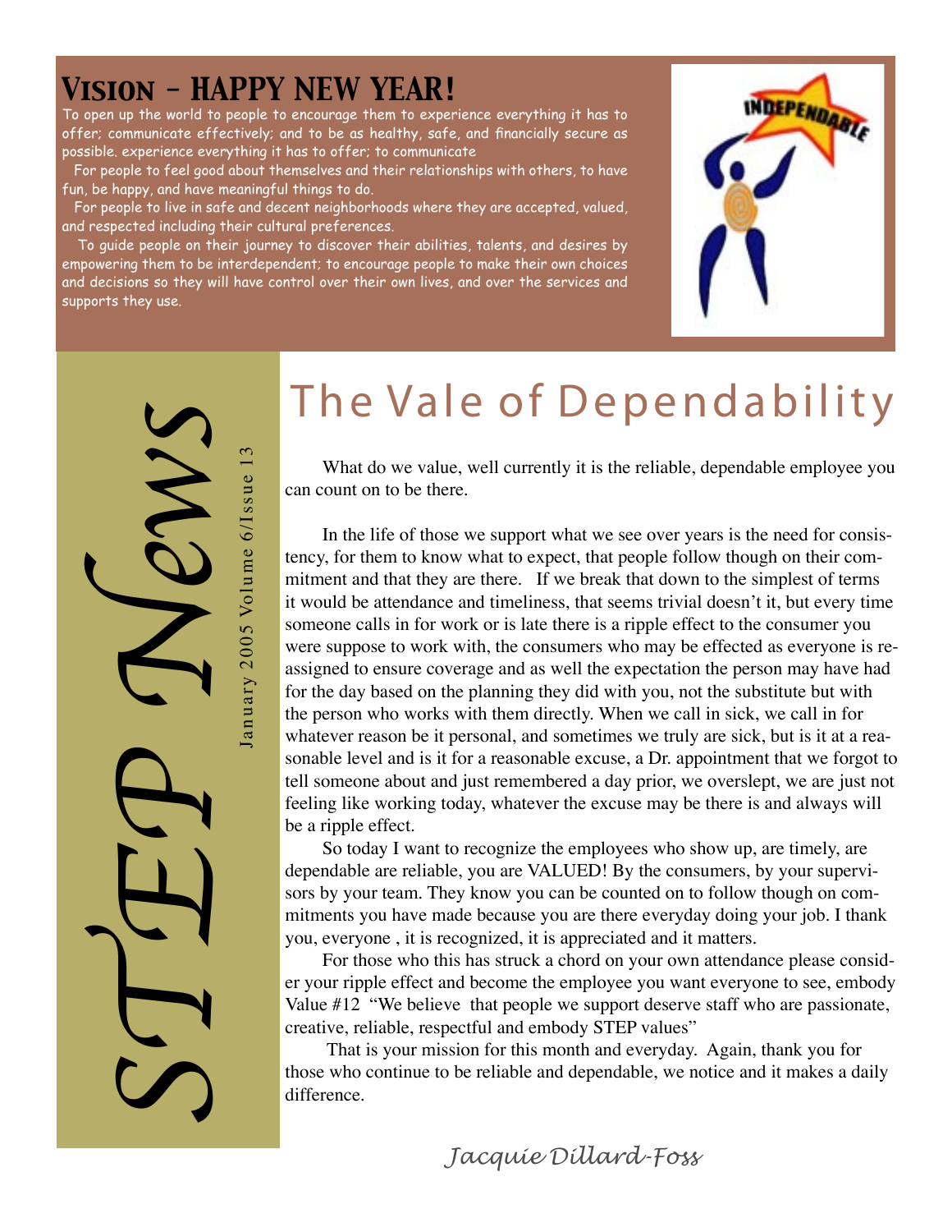# Vision – HAPPY NEW YEAR!

To open up the world to people to encourage them to experience everything it has to offer; communicate effectively; and to be as healthy, safe, and financially secure as possible. experience everything it has to offer; to communicate

For people to feel good about themselves and their relationships with others, to have fun, be happy, and have meaningful things to do.

For people to live in safe and decent neighborhoods where they are accepted, valued, and respected including their cultural preferences.

To guide people on their journey to discover their abilities, talents, and desires by empowering them to be interdependent; to encourage people to make their own choices and decisions so they will have control over their own lives, and over the services and supports they use.

INDEPENDABLE

# STEP News

January 2005 Volume 6/Issue 13

## The Vale of Dependability

What do we value, well currently it is the reliable, dependable employee you can count on to be there.

In the life of those we support what we see over years is the need for consistency, for them to know what to expect, that people follow though on their commitment and that they are there.   If we break that down to the simplest of terms it would be attendance and timeliness, that seems trivial doesn't it, but every time someone calls in for work or is late there is a ripple effect to the consumer you were suppose to work with, the consumers who may be effected as everyone is reassigned to ensure coverage and as well the expectation the person may have had for the day based on the planning they did with you, not the substitute but with the person who works with them directly. When we call in sick, we call in for whatever reason be it personal, and sometimes we truly are sick, but is it at a reasonable level and is it for a reasonable excuse, a Dr. appointment that we forgot to tell someone about and just remembered a day prior, we overslept, we are just not feeling like working today, whatever the excuse may be there is and always will be a ripple effect.

So today I want to recognize the employees who show up, are timely, are dependable are reliable, you are VALUED! By the consumers, by your supervisors by your team. They know you can be counted on to follow though on commitments you have made because you are there everyday doing your job. I thank you, everyone , it is recognized, it is appreciated and it matters.

For those who this has struck a chord on your own attendance please consider your ripple effect and become the employee you want everyone to see, embody Value #12  "We believe  that people we support deserve staff who are passionate, creative, reliable, respectful and embody STEP values"

That is your mission for this month and everyday.  Again, thank you for those who continue to be reliable and dependable, we notice and it makes a daily difference.

*Jacquie Dillard-Foss*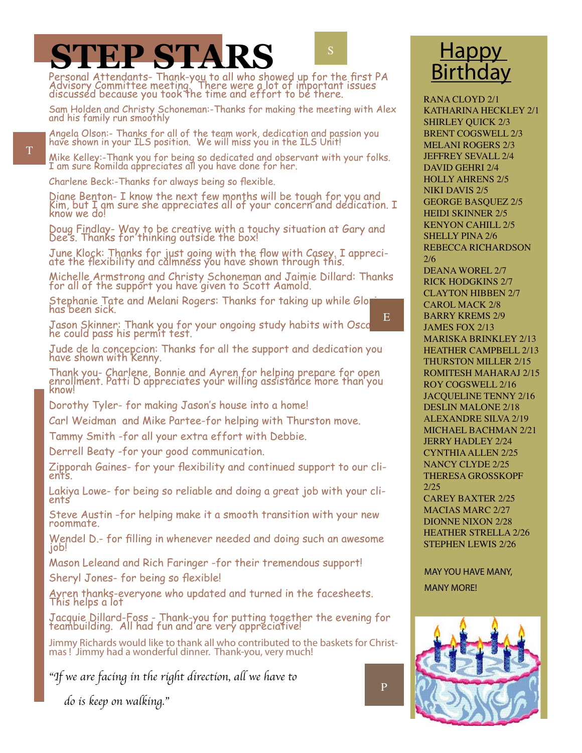# STEP STARS

Personal Attendants- Thank-you to all who showed up for the first PA Advisory Committee meeting. There were a lot of important issues discussed because you took the time and effort to be there.

Sam Holden and Christy Schoneman:-Thanks for making the meeting with Alex and his family run smoothly

Angela Olson:- Thanks for all of the team work, dedication and passion you have shown in your ILS position. We will miss you in the ILS Unit!

Mike Kelley:-Thank you for being so dedicated and observant with your folks. I am sure Romilda appreciates all you have done for her.

Charlene Beck:-Thanks for always being so flexible.

Diane Benton- I know the next few months will be tough for you and Kim, but I am sure she appreciates all of your concern and dedication. I know we do!

Doug Findlay- Way to be creative with a touchy situation at Gary and Dee's. Thanks for thinking outside the box!

June Klock: Thanks for just going with the flow with Casey. I appreciate the flexibility and calmness you have shown through this.

Michelle Armstrong and Christy Schoneman and Jaimie Dillard: Thanks for all of the support you have given to Scott Aamold.

Stephanie Tate and Melani Rogers: Thanks for taking up while Glori has been sick.

Jason Skinner: Thank you for your ongoing study habits with Osca he could pass his permit test.

Jude de la concepcion: Thanks for all the support and dedication you have shown with Kenny.

Thank you- Charlene, Bonnie and Ayren for helping prepare for open enrollment. Patti D appreciates your willing assistance more than you know!

Dorothy Tyler- for making Jason's house into a home!

Carl Weidman and Mike Partee-for helping with Thurston move.

Tammy Smith -for all your extra effort with Debbie.

Derrell Beaty -for your good communication.

Zipporah Gaines- for your flexibility and continued support to our clients.

Lakiya Lowe- for being so reliable and doing a great job with your clients

Steve Austin -for helping make it a smooth transition with your new roommate.

Wendel D.- for filling in whenever needed and doing such an awesome job!

Mason Leleand and Rich Faringer -for their tremendous support!

Sheryl Jones- for being so flexible!

Ayren thanks-everyone who updated and turned in the facesheets. This helps a lot

Jacquie Dillard-Foss - Thank-you for putting together the evening for teambuilding. All had fun and are very appreciative!

Jimmy Richards would like to thank all who contributed to the baskets for Christmas ! Jimmy had a wonderful dinner. Thank-you, very much!

*"If we are facing in the right direction, all we have to do is keep on walking."*

## Happy Birthday

RANA CLOYD 2/1
KATHARINA HECKLEY 2/1
SHIRLEY QUICK 2/3
BRENT COGSWELL 2/3
MELANI ROGERS 2/3
JEFFREY SEVALL 2/4
DAVID GEHRI 2/4
HOLLY AHRENS 2/5
NIKI DAVIS 2/5
GEORGE BASQUEZ 2/5
HEIDI SKINNER 2/5
KENYON CAHILL 2/5
SHELLY PINA 2/6
REBECCA RICHARDSON 2/6
DEANA WOREL 2/7
RICK HODGKINS 2/7
CLAYTON HIBBEN 2/7
CAROL MACK 2/8
BARRY KREMS 2/9
JAMES FOX 2/13
MARISKA BRINKLEY 2/13
HEATHER CAMPBELL 2/13
THURSTON MILLER 2/15
ROMITESH MAHARAJ 2/15
ROY COGSWELL 2/16
JACQUELINE TENNY 2/16
DESLIN MALONE 2/18
ALEXANDRE SILVA 2/19
MICHAEL BACHMAN 2/21
JERRY HADLEY 2/24
CYNTHIA ALLEN 2/25
NANCY CLYDE 2/25
THERESA GROSSKOPF 2/25
CAREY BAXTER 2/25
MACIAS MARC 2/27
DIONNE NIXON 2/28
HEATHER STRELLA 2/26
STEPHEN LEWIS 2/26

MAY YOU HAVE MANY, MANY MORE!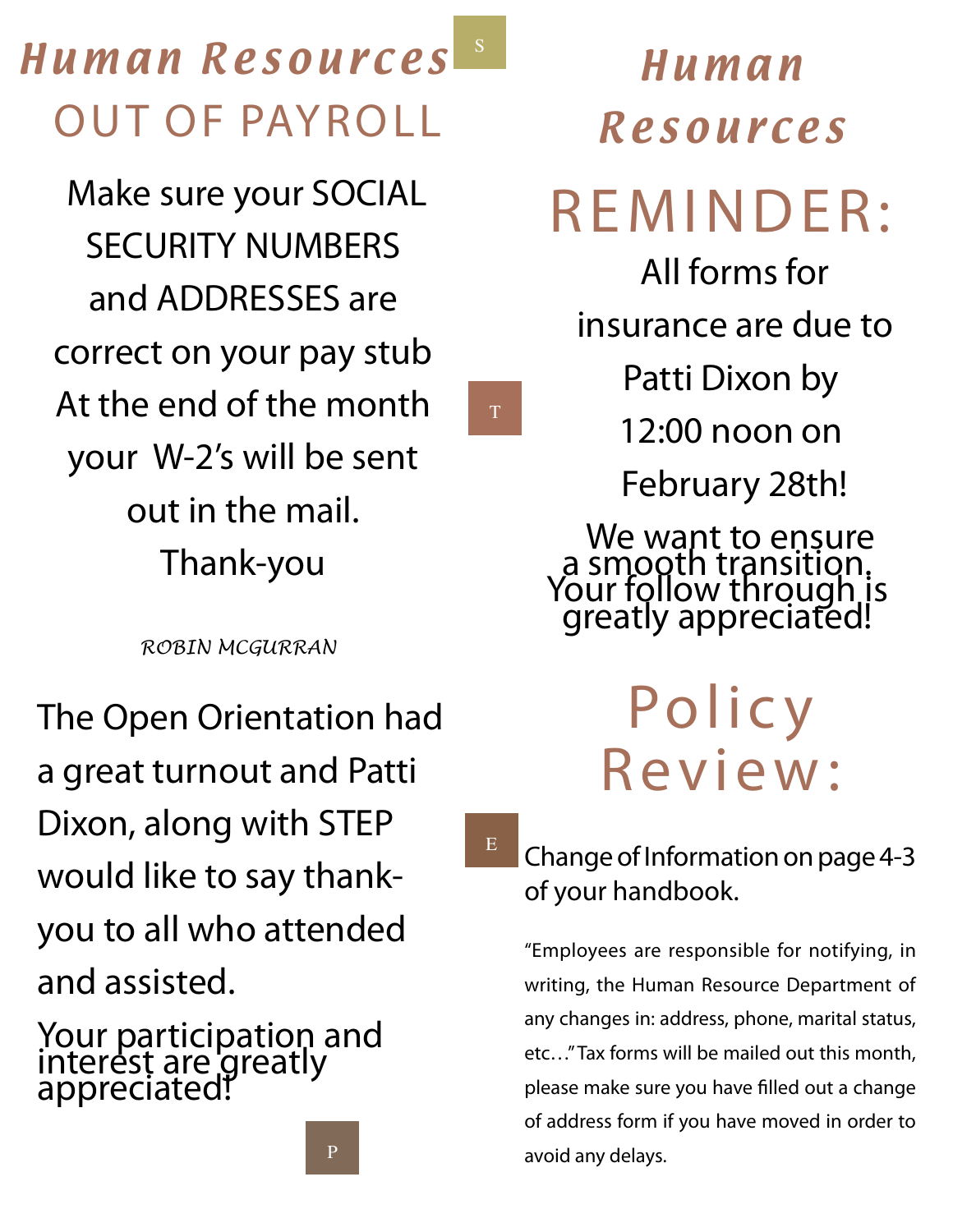# Human Resources

## OUT OF PAYROLL

Make sure your SOCIAL SECURITY NUMBERS and ADDRESSES are correct on your pay stub At the end of the month your W-2's will be sent out in the mail.

Thank-you

*ROBIN MCGURRAN*

The Open Orientation had a great turnout and Patti Dixon, along with STEP would like to say thank-you to all who attended and assisted.

Your participation and interest are greatly appreciated!

# Human Resources

## REMINDER:

All forms for insurance are due to Patti Dixon by 12:00 noon on February 28th!

We want to ensure a smooth transition. Your follow through is greatly appreciated!

## Policy Review:

Change of Information on page 4-3 of your handbook.

"Employees are responsible for notifying, in writing, the Human Resource Department of any changes in: address, phone, marital status, etc…" Tax forms will be mailed out this month, please make sure you have filled out a change of address form if you have moved in order to avoid any delays.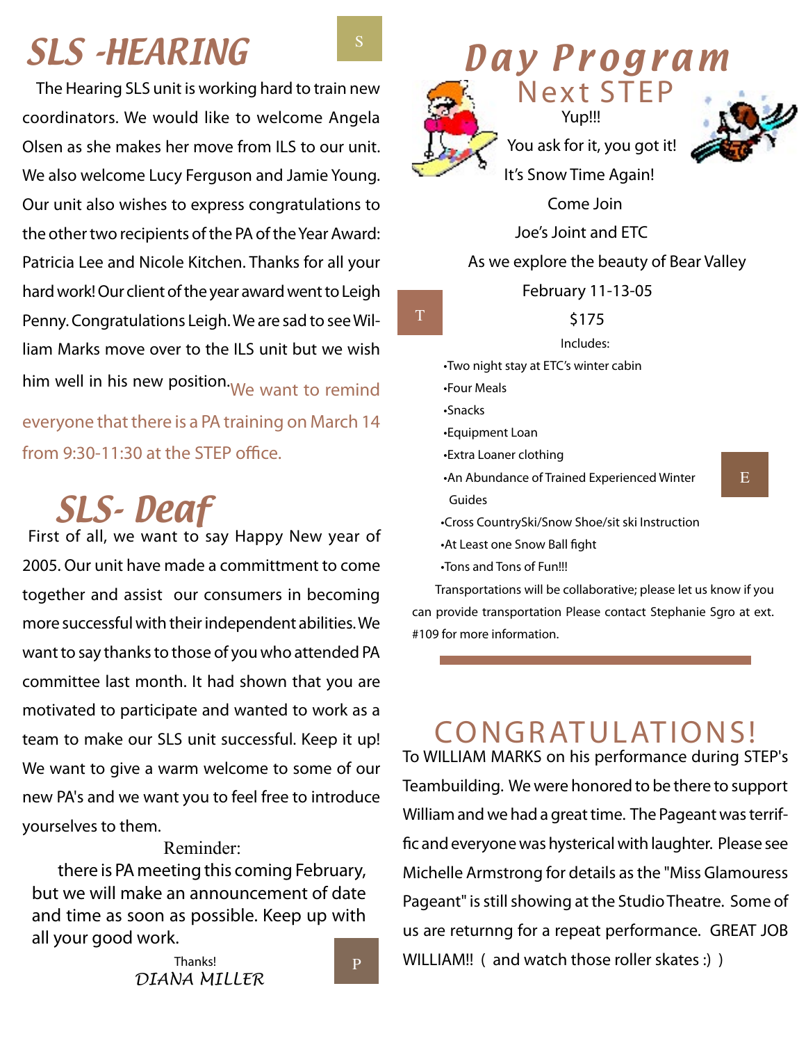## SLS -HEARING

The Hearing SLS unit is working hard to train new coordinators. We would like to welcome Angela Olsen as she makes her move from ILS to our unit. We also welcome Lucy Ferguson and Jamie Young. Our unit also wishes to express congratulations to the other two recipients of the PA of the Year Award: Patricia Lee and Nicole Kitchen. Thanks for all your hard work! Our client of the year award went to Leigh Penny. Congratulations Leigh. We are sad to see William Marks move over to the ILS unit but we wish him well in his new position. We want to remind everyone that there is a PA training on March 14 from 9:30-11:30 at the STEP office.

## SLS- Deaf

First of all, we want to say Happy New year of 2005. Our unit have made a committment to come together and assist our consumers in becoming more successful with their independent abilities. We want to say thanks to those of you who attended PA committee last month. It had shown that you are motivated to participate and wanted to work as a team to make our SLS unit successful. Keep it up! We want to give a warm welcome to some of our new PA's and we want you to feel free to introduce yourselves to them.

Reminder:

there is PA meeting this coming February, but we will make an announcement of date and time as soon as possible. Keep up with all your good work.

Thanks!
*DIANA MILLER*

## Day Program
### Next STEP

Yup!!!

You ask for it, you got it!

It's Snow Time Again!

Come Join

Joe's Joint and ETC

As we explore the beauty of Bear Valley

February 11-13-05

$175

Includes:

- Two night stay at ETC's winter cabin
- Four Meals
- Snacks
- Equipment Loan
- Extra Loaner clothing
- An Abundance of Trained Experienced Winter Guides
- Cross CountrySki/Snow Shoe/sit ski Instruction
- At Least one Snow Ball fight
- Tons and Tons of Fun!!!

Transportations will be collaborative; please let us know if you can provide transportation Please contact Stephanie Sgro at ext. #109 for more information.

## CONGRATULATIONS!

To WILLIAM MARKS on his performance during STEP's Teambuilding. We were honored to be there to support William and we had a great time. The Pageant was terrific and everyone was hysterical with laughter. Please see Michelle Armstrong for details as the "Miss Glamouress Pageant" is still showing at the Studio Theatre. Some of us are returnng for a repeat performance. GREAT JOB WILLIAM!! ( and watch those roller skates :) )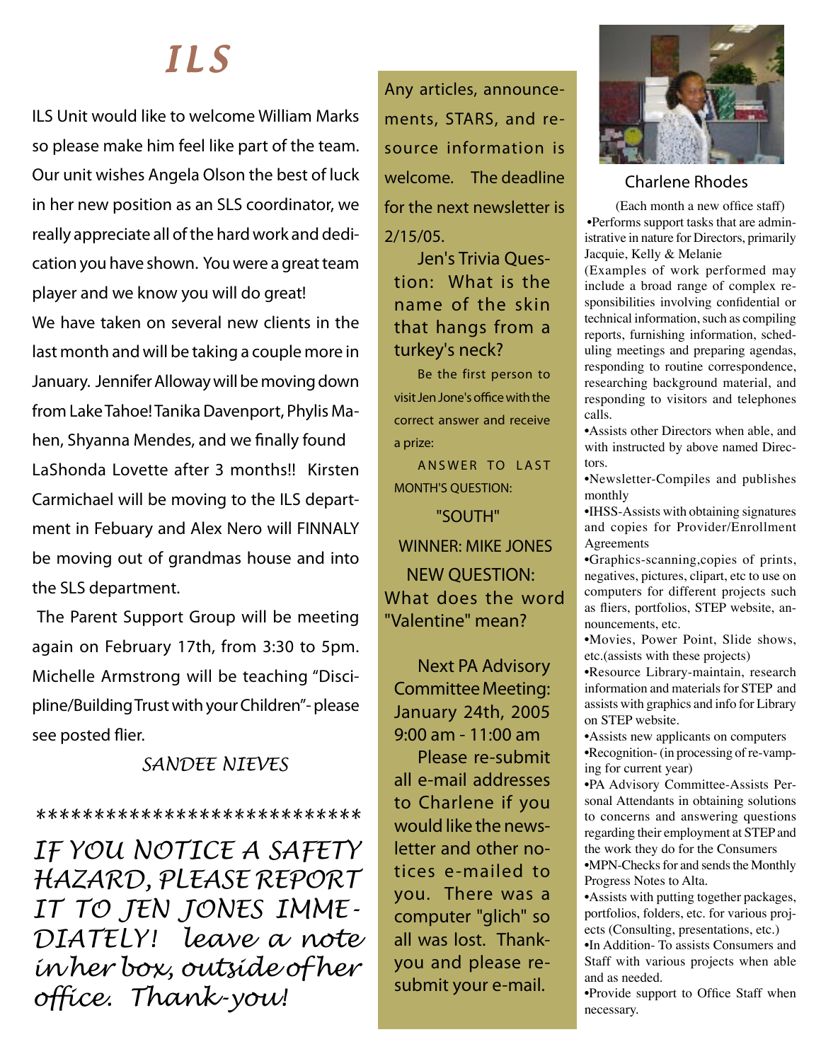# ILS

ILS Unit would like to welcome William Marks so please make him feel like part of the team. Our unit wishes Angela Olson the best of luck in her new position as an SLS coordinator, we really appreciate all of the hard work and dedication you have shown. You were a great team player and we know you will do great!

We have taken on several new clients in the last month and will be taking a couple more in January. Jennifer Alloway will be moving down from Lake Tahoe! Tanika Davenport, Phylis Mahen, Shyanna Mendes, and we finally found LaShonda Lovette after 3 months!! Kirsten Carmichael will be moving to the ILS department in Febuary and Alex Nero will FINNALY be moving out of grandmas house and into the SLS department.

The Parent Support Group will be meeting again on February 17th, from 3:30 to 5pm. Michelle Armstrong will be teaching "Discipline/Building Trust with your Children"- please see posted flier.

*SANDEE NIEVES*

****************************

*IF YOU NOTICE A SAFETY HAZARD, PLEASE REPORT IT TO JEN JONES IMMEDIATELY! leave a note in her box, outside of her office. Thank-you!*

Any articles, announcements, STARS, and resource information is welcome. The deadline for the next newsletter is 2/15/05.

Jen's Trivia Question: What is the name of the skin that hangs from a turkey's neck?

Be the first person to visit Jen Jone's office with the correct answer and receive a prize:

ANSWER TO LAST MONTH'S QUESTION:

"SOUTH"

WINNER: MIKE JONES

NEW QUESTION: What does the word "Valentine" mean?

Next PA Advisory Committee Meeting: January 24th, 2005 9:00 am - 11:00 am

Please re-submit all e-mail addresses to Charlene if you would like the newsletter and other notices e-mailed to you. There was a computer "glich" so all was lost. Thank-you and please re-submit your e-mail.

Charlene Rhodes

(Each month a new office staff)

- Performs support tasks that are administrative in nature for Directors, primarily Jacquie, Kelly & Melanie

(Examples of work performed may include a broad range of complex responsibilities involving confidential or technical information, such as compiling reports, furnishing information, scheduling meetings and preparing agendas, responding to routine correspondence, researching background material, and responding to visitors and telephones calls.

- Assists other Directors when able, and with instructed by above named Directors.
- Newsletter-Compiles and publishes monthly
- IHSS-Assists with obtaining signatures and copies for Provider/Enrollment Agreements
- Graphics-scanning,copies of prints, negatives, pictures, clipart, etc to use on computers for different projects such as fliers, portfolios, STEP website, announcements, etc.
- Movies, Power Point, Slide shows, etc.(assists with these projects)
- Resource Library-maintain, research information and materials for STEP and assists with graphics and info for Library on STEP website.
- Assists new applicants on computers
- Recognition- (in processing of re-vamping for current year)
- PA Advisory Committee-Assists Personal Attendants in obtaining solutions to concerns and answering questions regarding their employment at STEP and the work they do for the Consumers
- MPN-Checks for and sends the Monthly Progress Notes to Alta.
- Assists with putting together packages, portfolios, folders, etc. for various projects (Consulting, presentations, etc.)
- In Addition- To assists Consumers and Staff with various projects when able and as needed.
- Provide support to Office Staff when necessary.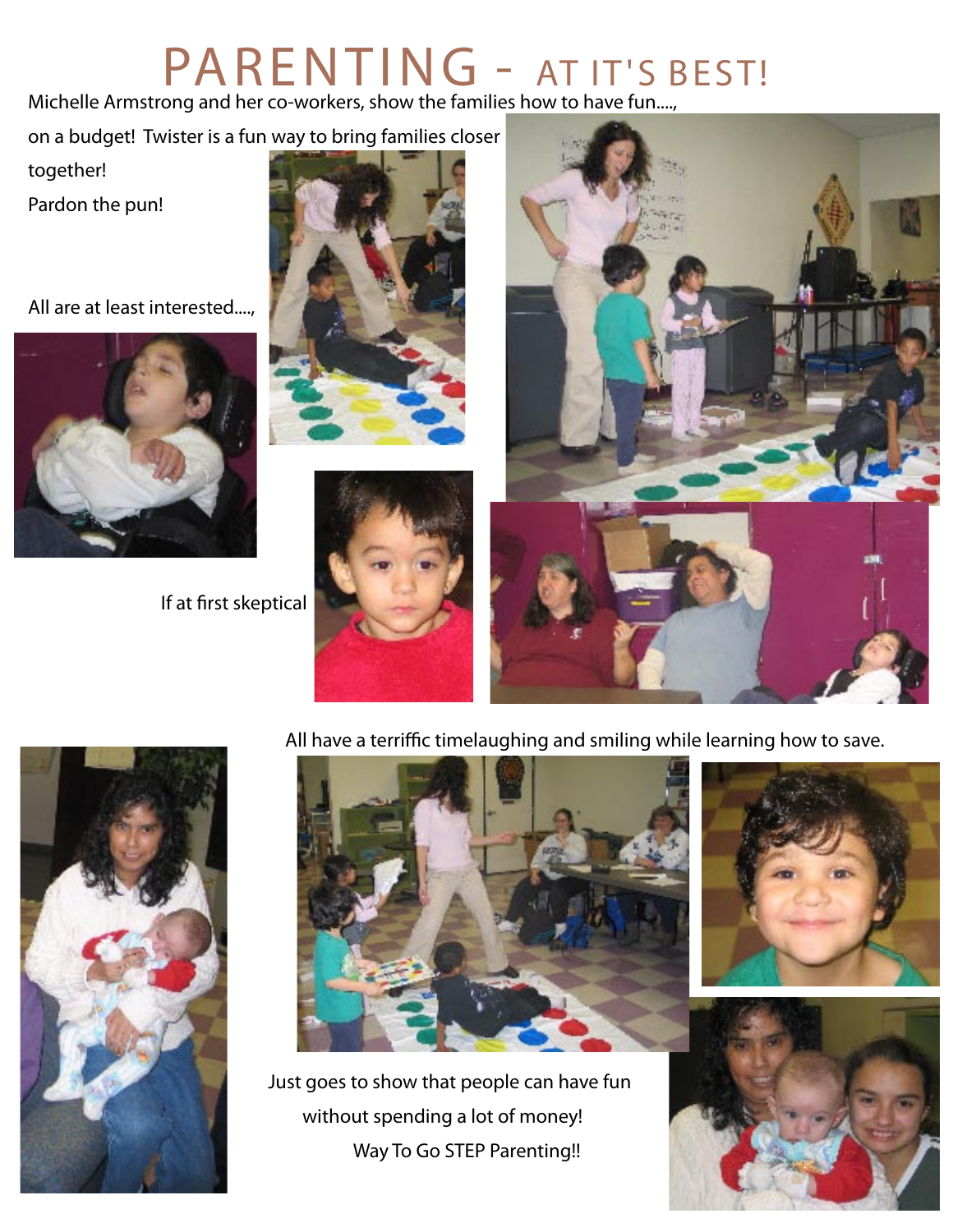# PARENTING - AT IT'S BEST!

Michelle Armstrong and her co-workers, show the families how to have fun....,

on a budget! Twister is a fun way to bring families closer together!

Pardon the pun!

All are at least interested....,

If at first skeptical

All have a terriffic timelaughing and smiling while learning how to save.

Just goes to show that people can have fun without spending a lot of money!

Way To Go STEP Parenting!!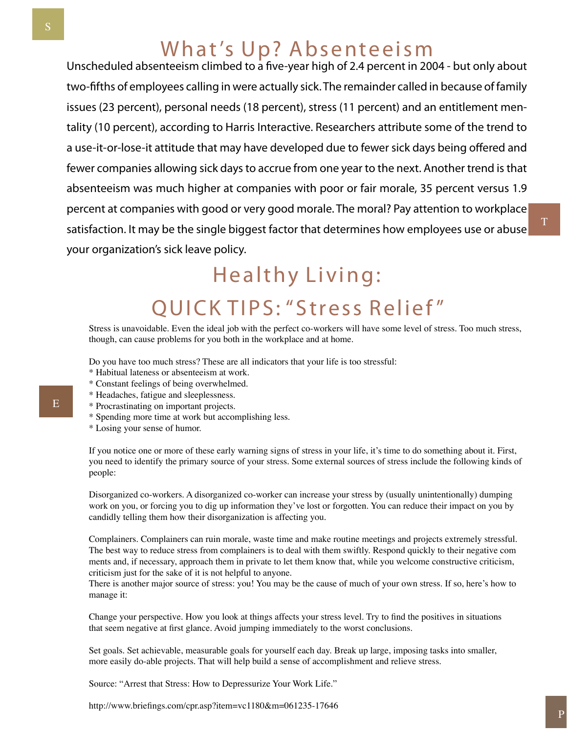# What's Up? Absenteeism

Unscheduled absenteeism climbed to a five-year high of 2.4 percent in 2004 - but only about two-fifths of employees calling in were actually sick. The remainder called in because of family issues (23 percent), personal needs (18 percent), stress (11 percent) and an entitlement mentality (10 percent), according to Harris Interactive. Researchers attribute some of the trend to a use-it-or-lose-it attitude that may have developed due to fewer sick days being offered and fewer companies allowing sick days to accrue from one year to the next. Another trend is that absenteeism was much higher at companies with poor or fair morale, 35 percent versus 1.9 percent at companies with good or very good morale. The moral? Pay attention to workplace satisfaction. It may be the single biggest factor that determines how employees use or abuse your organization's sick leave policy.

# Healthy Living:

## QUICK TIPS: "Stress Relief"

Stress is unavoidable. Even the ideal job with the perfect co-workers will have some level of stress. Too much stress, though, can cause problems for you both in the workplace and at home.

Do you have too much stress? These are all indicators that your life is too stressful:

* Habitual lateness or absenteeism at work.
* Constant feelings of being overwhelmed.
* Headaches, fatigue and sleeplessness.
* Procrastinating on important projects.
* Spending more time at work but accomplishing less.
* Losing your sense of humor.

If you notice one or more of these early warning signs of stress in your life, it's time to do something about it. First, you need to identify the primary source of your stress. Some external sources of stress include the following kinds of people:

Disorganized co-workers. A disorganized co-worker can increase your stress by (usually unintentionally) dumping work on you, or forcing you to dig up information they've lost or forgotten. You can reduce their impact on you by candidly telling them how their disorganization is affecting you.

Complainers. Complainers can ruin morale, waste time and make routine meetings and projects extremely stressful. The best way to reduce stress from complainers is to deal with them swiftly. Respond quickly to their negative comments and, if necessary, approach them in private to let them know that, while you welcome constructive criticism, criticism just for the sake of it is not helpful to anyone.

There is another major source of stress: you! You may be the cause of much of your own stress. If so, here's how to manage it:

Change your perspective. How you look at things affects your stress level. Try to find the positives in situations that seem negative at first glance. Avoid jumping immediately to the worst conclusions.

Set goals. Set achievable, measurable goals for yourself each day. Break up large, imposing tasks into smaller, more easily do-able projects. That will help build a sense of accomplishment and relieve stress.

Source: "Arrest that Stress: How to Depressurize Your Work Life."

http://www.briefings.com/cpr.asp?item=vc1180&m=061235-17646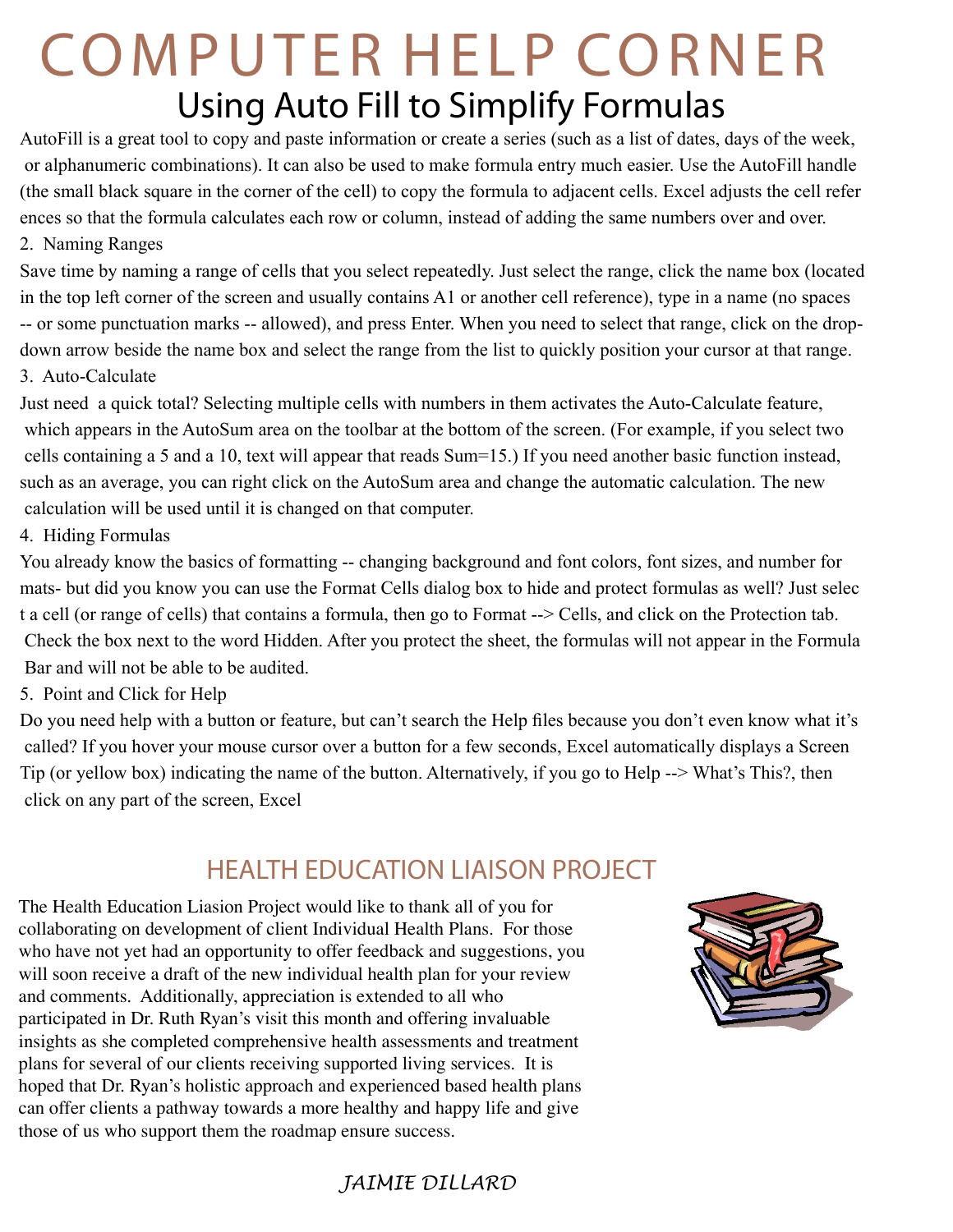# COMPUTER HELP CORNER

## Using Auto Fill to Simplify Formulas

AutoFill is a great tool to copy and paste information or create a series (such as a list of dates, days of the week, or alphanumeric combinations). It can also be used to make formula entry much easier. Use the AutoFill handle (the small black square in the corner of the cell) to copy the formula to adjacent cells. Excel adjusts the cell references so that the formula calculates each row or column, instead of adding the same numbers over and over.

2. Naming Ranges

Save time by naming a range of cells that you select repeatedly. Just select the range, click the name box (located in the top left corner of the screen and usually contains A1 or another cell reference), type in a name (no spaces -- or some punctuation marks -- allowed), and press Enter. When you need to select that range, click on the drop-down arrow beside the name box and select the range from the list to quickly position your cursor at that range.

3. Auto-Calculate

Just need a quick total? Selecting multiple cells with numbers in them activates the Auto-Calculate feature, which appears in the AutoSum area on the toolbar at the bottom of the screen. (For example, if you select two cells containing a 5 and a 10, text will appear that reads Sum=15.) If you need another basic function instead, such as an average, you can right click on the AutoSum area and change the automatic calculation. The new calculation will be used until it is changed on that computer.

4. Hiding Formulas

You already know the basics of formatting -- changing background and font colors, font sizes, and number formats- but did you know you can use the Format Cells dialog box to hide and protect formulas as well? Just select a cell (or range of cells) that contains a formula, then go to Format --> Cells, and click on the Protection tab. Check the box next to the word Hidden. After you protect the sheet, the formulas will not appear in the Formula Bar and will not be able to be audited.

5. Point and Click for Help

Do you need help with a button or feature, but can't search the Help files because you don't even know what it's called? If you hover your mouse cursor over a button for a few seconds, Excel automatically displays a Screen Tip (or yellow box) indicating the name of the button. Alternatively, if you go to Help --> What's This?, then click on any part of the screen, Excel

## HEALTH EDUCATION LIAISON PROJECT

The Health Education Liasion Project would like to thank all of you for collaborating on development of client Individual Health Plans. For those who have not yet had an opportunity to offer feedback and suggestions, you will soon receive a draft of the new individual health plan for your review and comments. Additionally, appreciation is extended to all who participated in Dr. Ruth Ryan's visit this month and offering invaluable insights as she completed comprehensive health assessments and treatment plans for several of our clients receiving supported living services. It is hoped that Dr. Ryan's holistic approach and experienced based health plans can offer clients a pathway towards a more healthy and happy life and give those of us who support them the roadmap ensure success.

*JAIMIE DILLARD*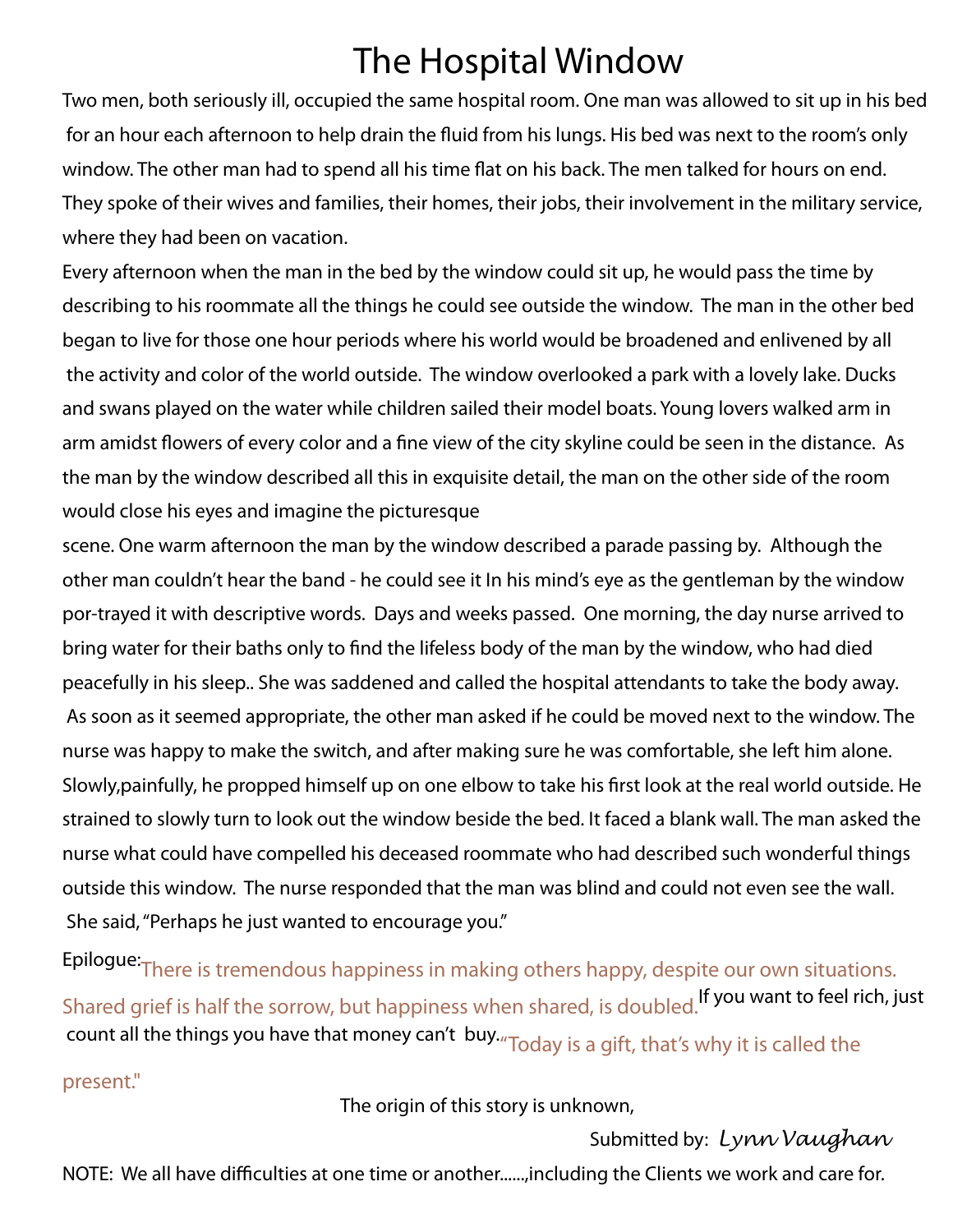# The Hospital Window

Two men, both seriously ill, occupied the same hospital room. One man was allowed to sit up in his bed for an hour each afternoon to help drain the fluid from his lungs. His bed was next to the room's only window. The other man had to spend all his time flat on his back. The men talked for hours on end. They spoke of their wives and families, their homes, their jobs, their involvement in the military service, where they had been on vacation.

Every afternoon when the man in the bed by the window could sit up, he would pass the time by describing to his roommate all the things he could see outside the window. The man in the other bed began to live for those one hour periods where his world would be broadened and enlivened by all the activity and color of the world outside. The window overlooked a park with a lovely lake. Ducks and swans played on the water while children sailed their model boats. Young lovers walked arm in arm amidst flowers of every color and a fine view of the city skyline could be seen in the distance. As the man by the window described all this in exquisite detail, the man on the other side of the room would close his eyes and imagine the picturesque scene. One warm afternoon the man by the window described a parade passing by. Although the other man couldn't hear the band - he could see it In his mind's eye as the gentleman by the window por-trayed it with descriptive words. Days and weeks passed. One morning, the day nurse arrived to bring water for their baths only to find the lifeless body of the man by the window, who had died peacefully in his sleep.. She was saddened and called the hospital attendants to take the body away. As soon as it seemed appropriate, the other man asked if he could be moved next to the window. The nurse was happy to make the switch, and after making sure he was comfortable, she left him alone. Slowly,painfully, he propped himself up on one elbow to take his first look at the real world outside. He strained to slowly turn to look out the window beside the bed. It faced a blank wall. The man asked the nurse what could have compelled his deceased roommate who had described such wonderful things outside this window. The nurse responded that the man was blind and could not even see the wall. She said, "Perhaps he just wanted to encourage you."

Epilogue: There is tremendous happiness in making others happy, despite our own situations. Shared grief is half the sorrow, but happiness when shared, is doubled. If you want to feel rich, just count all the things you have that money can't buy. "Today is a gift, that's why it is called the present."

The origin of this story is unknown,

Submitted by: *Lynn Vaughan*

NOTE: We all have difficulties at one time or another......,including the Clients we work and care for.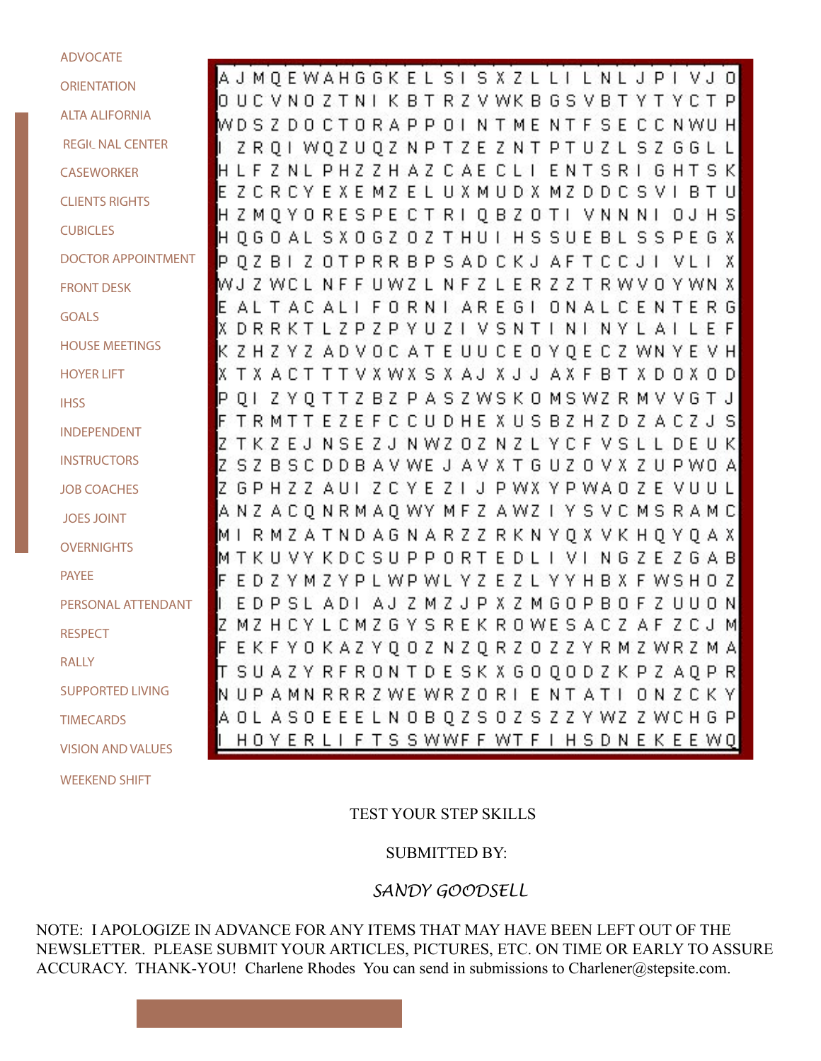ADVOCATE

ORIENTATION

ALTA ALIFORNIA

REGIC NAL CENTER

CASEWORKER

CLIENTS RIGHTS

CUBICLES

DOCTOR APPOINTMENT

FRONT DESK

GOALS

HOUSE MEETINGS

HOYER LIFT

IHSS

INDEPENDENT

INSTRUCTORS

JOB COACHES

JOES JOINT

OVERNIGHTS

PAYEE

PERSONAL ATTENDANT

RESPECT

RALLY

SUPPORTED LIVING

TIMECARDS

VISION AND VALUES

WEEKEND SHIFT

```
A J M Q E W A H G G K E L S I S X Z L L I L N L J P I V J O
O U C V N O Z T N I K B T R Z V W K B G S V B T Y T Y C T P
W D S Z D O C T O R A P P O I N T M E N T F S E C C N W U H
I Z R Q I W Q Z U Q Z N P T Z E Z N T P T U Z L S Z G G L L
H L F Z N L P H Z Z H A Z C A E C L I E N T S R I G H T S K
E Z C R C Y E X E M Z E L U X M U D X M Z D D C S V I B T U
H Z M Q Y O R E S P E C T R I Q B Z O T I V N N N I O J H S
H Q G O A L S X O G Z O Z T H U I H S S U E B L S S P E G X
P Q Z B I Z O T P R R B P S A D C K J A F T C C J I V L I X
W J Z W C L N F F U W Z L N F Z L E R Z Z T R W V O Y W N X
E A L T A C A L I F O R N I A R E G I O N A L C E N T E R G
X D R R K T L Z P Z P Y U Z I V S N T I N I N Y L A I L E F
K Z H Z Y Z A D V O C A T E U U C E O Y Q E C Z W N Y E V H
X T X A C T T T V X W X S X A J X J J A X F B T X D O X O D
P Q I Z Y Q T T Z B Z P A S Z W S K O M S W Z R M V V G T J
F T R M T T E Z E F C C U D H E X U S B Z H Z D Z A C Z J S
Z T K Z E J N S E Z J N W Z O Z N Z L Y C F V S L L D E U K
Z S Z B S C D D B A V W E J A V X T G U Z O V X Z U P W O A
Z G P H Z Z A U I Z C Y E Z I J P W X Y P W A O Z E V U U L
A N Z A C Q N R M A Q W Y M F Z A W Z I Y S V C M S R A M C
M I R M Z A T N D A G N A R Z Z R K N Y Q X V K H Q Y Q A X
M T K U V Y K D C S U P P O R T E D L I V I N G Z E Z G A B
F E D Z Y M Z Y P L W P W L Y Z E Z L Y Y H B X F W S H O Z
I E D P S L A D I A J Z M Z J P X Z M G O P B O F Z U U O N
Z M Z H C Y L C M Z G Y S R E K R O W E S A C Z A F Z C J M
F E K F Y O K A Z Y Q O Z N Z Q R Z O Z Z Y R M Z W R Z M A
T S U A Z Y R F R O N T D E S K X G O Q O D Z K P Z A Q P R
N U P A M N R R R Z W E W R Z O R I E N T A T I O N Z C K Y
A O L A S O E E E L N O B Q Z S O Z S Z Z Y W Z Z W C H G P
I H O Y E R L I F T S S W W F F W T F I H S D N E K E E W Q
```

TEST YOUR STEP SKILLS

SUBMITTED BY:

*SANDY GOODSELL*

NOTE: I APOLOGIZE IN ADVANCE FOR ANY ITEMS THAT MAY HAVE BEEN LEFT OUT OF THE NEWSLETTER. PLEASE SUBMIT YOUR ARTICLES, PICTURES, ETC. ON TIME OR EARLY TO ASSURE ACCURACY. THANK-YOU! Charlene Rhodes You can send in submissions to Charlener@stepsite.com.